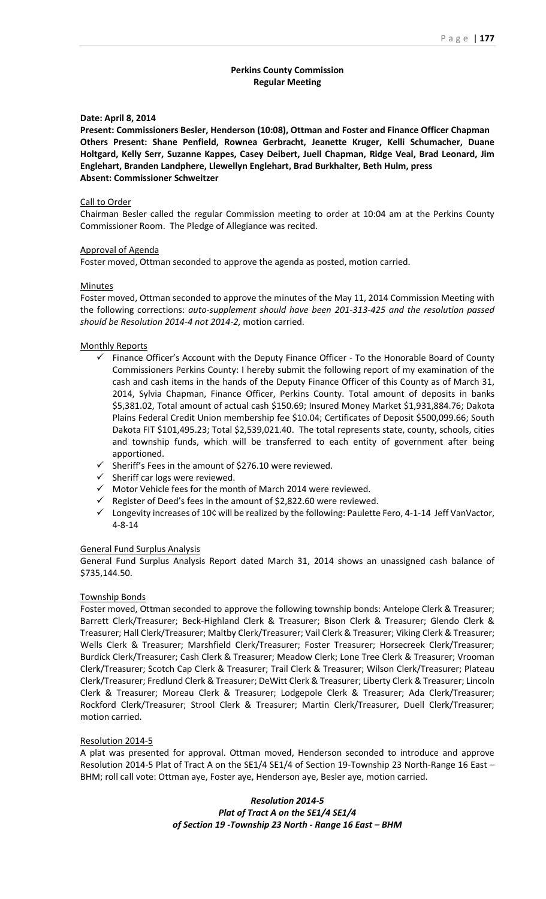# Perkins County Commission
## Regular Meeting

**Date: April 8, 2014**

**Present: Commissioners Besler, Henderson (10:08), Ottman and Foster and Finance Officer Chapman**
**Others Present: Shane Penfield, Rownea Gerbracht, Jeanette Kruger, Kelli Schumacher, Duane Holtgard, Kelly Serr, Suzanne Kappes, Casey Deibert, Juell Chapman, Ridge Veal, Brad Leonard, Jim Englehart, Branden Landphere, Llewellyn Englehart, Brad Burkhalter, Beth Hulm, press**
**Absent: Commissioner Schweitzer**

### Call to Order

Chairman Besler called the regular Commission meeting to order at 10:04 am at the Perkins County Commissioner Room. The Pledge of Allegiance was recited.

### Approval of Agenda

Foster moved, Ottman seconded to approve the agenda as posted, motion carried.

### Minutes

Foster moved, Ottman seconded to approve the minutes of the May 11, 2014 Commission Meeting with the following corrections: *auto-supplement should have been 201-313-425 and the resolution passed should be Resolution 2014-4 not 2014-2,* motion carried.

### Monthly Reports

- ✓ Finance Officer's Account with the Deputy Finance Officer - To the Honorable Board of County Commissioners Perkins County: I hereby submit the following report of my examination of the cash and cash items in the hands of the Deputy Finance Officer of this County as of March 31, 2014, Sylvia Chapman, Finance Officer, Perkins County. Total amount of deposits in banks $5,381.02, Total amount of actual cash $150.69; Insured Money Market $1,931,884.76; Dakota Plains Federal Credit Union membership fee $10.04; Certificates of Deposit $500,099.66; South Dakota FIT $101,495.23; Total $2,539,021.40. The total represents state, county, schools, cities and township funds, which will be transferred to each entity of government after being apportioned.
- ✓ Sheriff's Fees in the amount of $276.10 were reviewed.
- ✓ Sheriff car logs were reviewed.
- ✓ Motor Vehicle fees for the month of March 2014 were reviewed.
- ✓ Register of Deed's fees in the amount of $2,822.60 were reviewed.
- ✓ Longevity increases of 10¢ will be realized by the following: Paulette Fero, 4-1-14 Jeff VanVactor, 4-8-14

### General Fund Surplus Analysis

General Fund Surplus Analysis Report dated March 31, 2014 shows an unassigned cash balance of $735,144.50.

### Township Bonds

Foster moved, Ottman seconded to approve the following township bonds: Antelope Clerk & Treasurer; Barrett Clerk/Treasurer; Beck-Highland Clerk & Treasurer; Bison Clerk & Treasurer; Glendo Clerk & Treasurer; Hall Clerk/Treasurer; Maltby Clerk/Treasurer; Vail Clerk & Treasurer; Viking Clerk & Treasurer; Wells Clerk & Treasurer; Marshfield Clerk/Treasurer; Foster Treasurer; Horsecreek Clerk/Treasurer; Burdick Clerk/Treasurer; Cash Clerk & Treasurer; Meadow Clerk; Lone Tree Clerk & Treasurer; Vrooman Clerk/Treasurer; Scotch Cap Clerk & Treasurer; Trail Clerk & Treasurer; Wilson Clerk/Treasurer; Plateau Clerk/Treasurer; Fredlund Clerk & Treasurer; DeWitt Clerk & Treasurer; Liberty Clerk & Treasurer; Lincoln Clerk & Treasurer; Moreau Clerk & Treasurer; Lodgepole Clerk & Treasurer; Ada Clerk/Treasurer; Rockford Clerk/Treasurer; Strool Clerk & Treasurer; Martin Clerk/Treasurer, Duell Clerk/Treasurer; motion carried.

### Resolution 2014-5

A plat was presented for approval. Ottman moved, Henderson seconded to introduce and approve Resolution 2014-5 Plat of Tract A on the SE1/4 SE1/4 of Section 19-Township 23 North-Range 16 East – BHM; roll call vote: Ottman aye, Foster aye, Henderson aye, Besler aye, motion carried.

***Resolution 2014-5***
***Plat of Tract A on the SE1/4 SE1/4***
***of Section 19 -Township 23 North - Range 16 East – BHM***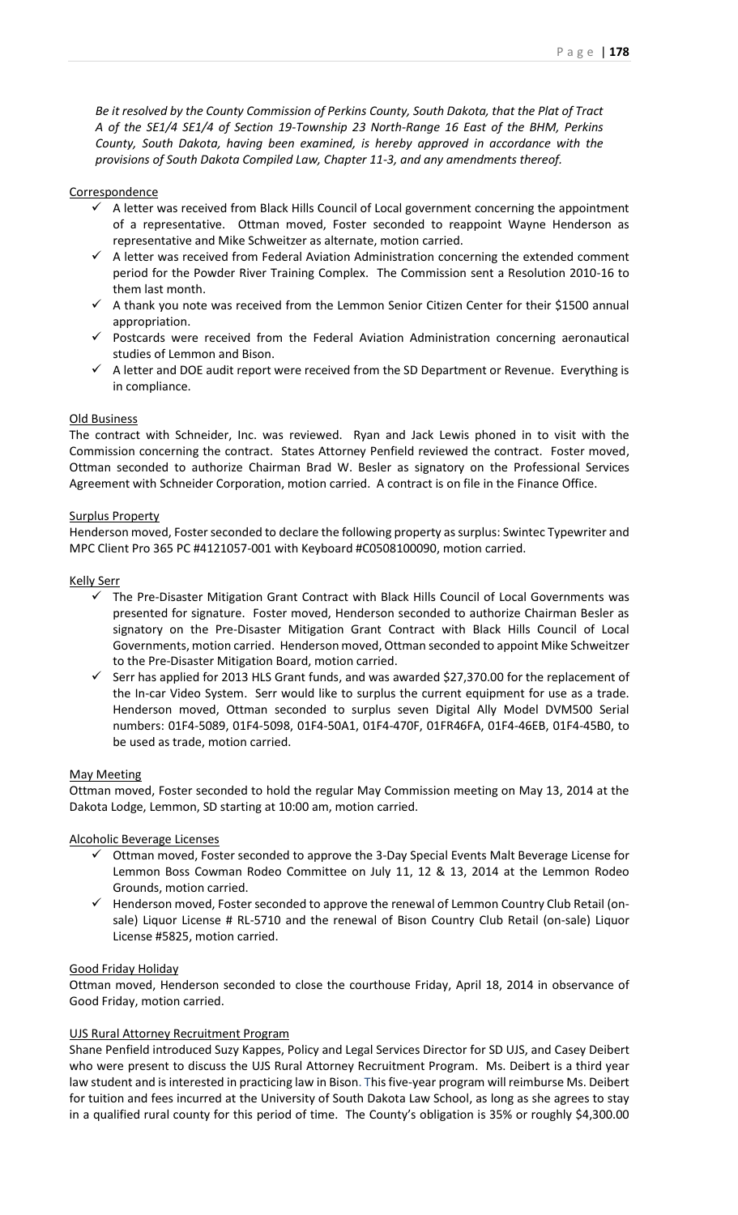*Be it resolved by the County Commission of Perkins County, South Dakota, that the Plat of Tract A of the SE1/4 SE1/4 of Section 19-Township 23 North-Range 16 East of the BHM, Perkins County, South Dakota, having been examined, is hereby approved in accordance with the provisions of South Dakota Compiled Law, Chapter 11-3, and any amendments thereof.*

Correspondence

- ✓ A letter was received from Black Hills Council of Local government concerning the appointment of a representative. Ottman moved, Foster seconded to reappoint Wayne Henderson as representative and Mike Schweitzer as alternate, motion carried.
- ✓ A letter was received from Federal Aviation Administration concerning the extended comment period for the Powder River Training Complex. The Commission sent a Resolution 2010-16 to them last month.
- ✓ A thank you note was received from the Lemmon Senior Citizen Center for their $1500 annual appropriation.
- ✓ Postcards were received from the Federal Aviation Administration concerning aeronautical studies of Lemmon and Bison.
- ✓ A letter and DOE audit report were received from the SD Department or Revenue. Everything is in compliance.

Old Business

The contract with Schneider, Inc. was reviewed. Ryan and Jack Lewis phoned in to visit with the Commission concerning the contract. States Attorney Penfield reviewed the contract. Foster moved, Ottman seconded to authorize Chairman Brad W. Besler as signatory on the Professional Services Agreement with Schneider Corporation, motion carried. A contract is on file in the Finance Office.

Surplus Property

Henderson moved, Foster seconded to declare the following property as surplus: Swintec Typewriter and MPC Client Pro 365 PC #4121057-001 with Keyboard #C0508100090, motion carried.

Kelly Serr

- ✓ The Pre-Disaster Mitigation Grant Contract with Black Hills Council of Local Governments was presented for signature. Foster moved, Henderson seconded to authorize Chairman Besler as signatory on the Pre-Disaster Mitigation Grant Contract with Black Hills Council of Local Governments, motion carried. Henderson moved, Ottman seconded to appoint Mike Schweitzer to the Pre-Disaster Mitigation Board, motion carried.
- ✓ Serr has applied for 2013 HLS Grant funds, and was awarded $27,370.00 for the replacement of the In-car Video System. Serr would like to surplus the current equipment for use as a trade. Henderson moved, Ottman seconded to surplus seven Digital Ally Model DVM500 Serial numbers: 01F4-5089, 01F4-5098, 01F4-50A1, 01F4-470F, 01FR46FA, 01F4-46EB, 01F4-45B0, to be used as trade, motion carried.

May Meeting

Ottman moved, Foster seconded to hold the regular May Commission meeting on May 13, 2014 at the Dakota Lodge, Lemmon, SD starting at 10:00 am, motion carried.

Alcoholic Beverage Licenses

- ✓ Ottman moved, Foster seconded to approve the 3-Day Special Events Malt Beverage License for Lemmon Boss Cowman Rodeo Committee on July 11, 12 & 13, 2014 at the Lemmon Rodeo Grounds, motion carried.
- ✓ Henderson moved, Foster seconded to approve the renewal of Lemmon Country Club Retail (on-sale) Liquor License # RL-5710 and the renewal of Bison Country Club Retail (on-sale) Liquor License #5825, motion carried.

Good Friday Holiday

Ottman moved, Henderson seconded to close the courthouse Friday, April 18, 2014 in observance of Good Friday, motion carried.

UJS Rural Attorney Recruitment Program

Shane Penfield introduced Suzy Kappes, Policy and Legal Services Director for SD UJS, and Casey Deibert who were present to discuss the UJS Rural Attorney Recruitment Program. Ms. Deibert is a third year law student and is interested in practicing law in Bison. This five-year program will reimburse Ms. Deibert for tuition and fees incurred at the University of South Dakota Law School, as long as she agrees to stay in a qualified rural county for this period of time. The County's obligation is 35% or roughly $4,300.00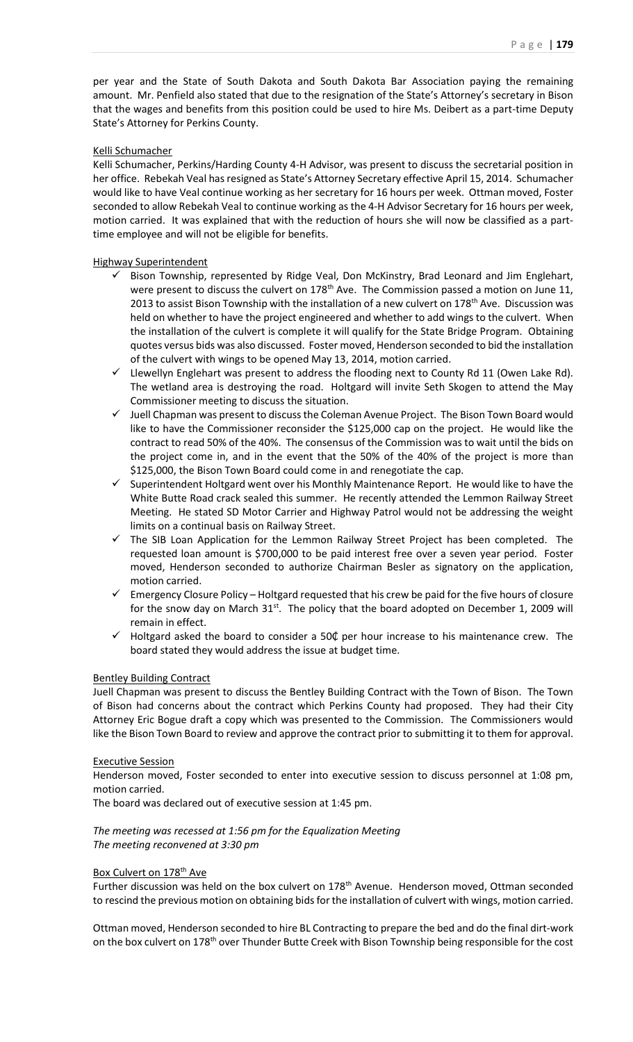per year and the State of South Dakota and South Dakota Bar Association paying the remaining amount. Mr. Penfield also stated that due to the resignation of the State's Attorney's secretary in Bison that the wages and benefits from this position could be used to hire Ms. Deibert as a part-time Deputy State's Attorney for Perkins County.

Kelli Schumacher

Kelli Schumacher, Perkins/Harding County 4-H Advisor, was present to discuss the secretarial position in her office. Rebekah Veal has resigned as State's Attorney Secretary effective April 15, 2014. Schumacher would like to have Veal continue working as her secretary for 16 hours per week. Ottman moved, Foster seconded to allow Rebekah Veal to continue working as the 4-H Advisor Secretary for 16 hours per week, motion carried. It was explained that with the reduction of hours she will now be classified as a part-time employee and will not be eligible for benefits.

Highway Superintendent

- ✓ Bison Township, represented by Ridge Veal, Don McKinstry, Brad Leonard and Jim Englehart, were present to discuss the culvert on 178th Ave. The Commission passed a motion on June 11, 2013 to assist Bison Township with the installation of a new culvert on 178th Ave. Discussion was held on whether to have the project engineered and whether to add wings to the culvert. When the installation of the culvert is complete it will qualify for the State Bridge Program. Obtaining quotes versus bids was also discussed. Foster moved, Henderson seconded to bid the installation of the culvert with wings to be opened May 13, 2014, motion carried.
- ✓ Llewellyn Englehart was present to address the flooding next to County Rd 11 (Owen Lake Rd). The wetland area is destroying the road. Holtgard will invite Seth Skogen to attend the May Commissioner meeting to discuss the situation.
- ✓ Juell Chapman was present to discuss the Coleman Avenue Project. The Bison Town Board would like to have the Commissioner reconsider the $125,000 cap on the project. He would like the contract to read 50% of the 40%. The consensus of the Commission was to wait until the bids on the project come in, and in the event that the 50% of the 40% of the project is more than $125,000, the Bison Town Board could come in and renegotiate the cap.
- ✓ Superintendent Holtgard went over his Monthly Maintenance Report. He would like to have the White Butte Road crack sealed this summer. He recently attended the Lemmon Railway Street Meeting. He stated SD Motor Carrier and Highway Patrol would not be addressing the weight limits on a continual basis on Railway Street.
- ✓ The SIB Loan Application for the Lemmon Railway Street Project has been completed. The requested loan amount is $700,000 to be paid interest free over a seven year period. Foster moved, Henderson seconded to authorize Chairman Besler as signatory on the application, motion carried.
- ✓ Emergency Closure Policy – Holtgard requested that his crew be paid for the five hours of closure for the snow day on March 31st. The policy that the board adopted on December 1, 2009 will remain in effect.
- ✓ Holtgard asked the board to consider a 50₵ per hour increase to his maintenance crew. The board stated they would address the issue at budget time.

Bentley Building Contract

Juell Chapman was present to discuss the Bentley Building Contract with the Town of Bison. The Town of Bison had concerns about the contract which Perkins County had proposed. They had their City Attorney Eric Bogue draft a copy which was presented to the Commission. The Commissioners would like the Bison Town Board to review and approve the contract prior to submitting it to them for approval.

Executive Session

Henderson moved, Foster seconded to enter into executive session to discuss personnel at 1:08 pm, motion carried.

The board was declared out of executive session at 1:45 pm.

*The meeting was recessed at 1:56 pm for the Equalization Meeting*
*The meeting reconvened at 3:30 pm*

Box Culvert on 178th Ave

Further discussion was held on the box culvert on 178th Avenue. Henderson moved, Ottman seconded to rescind the previous motion on obtaining bids for the installation of culvert with wings, motion carried.

Ottman moved, Henderson seconded to hire BL Contracting to prepare the bed and do the final dirt-work on the box culvert on 178th over Thunder Butte Creek with Bison Township being responsible for the cost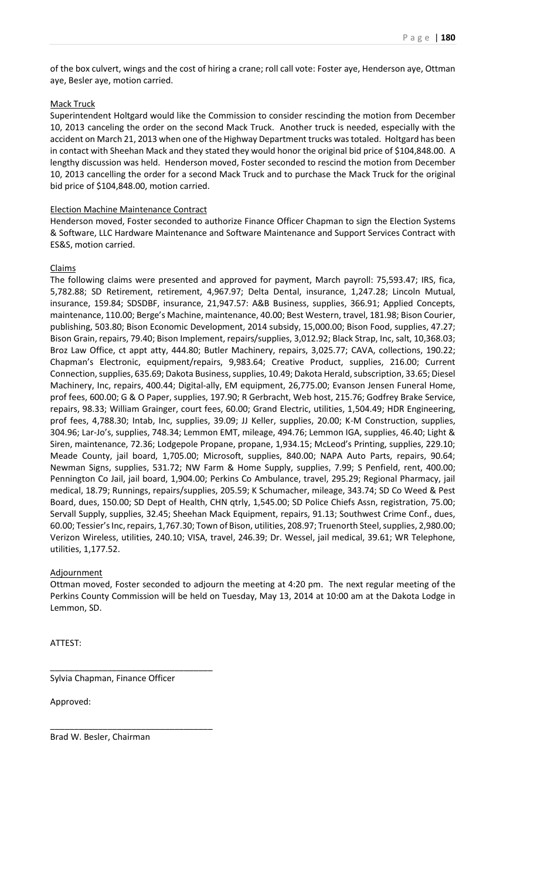of the box culvert, wings and the cost of hiring a crane; roll call vote: Foster aye, Henderson aye, Ottman aye, Besler aye, motion carried.

Mack Truck

Superintendent Holtgard would like the Commission to consider rescinding the motion from December 10, 2013 canceling the order on the second Mack Truck. Another truck is needed, especially with the accident on March 21, 2013 when one of the Highway Department trucks was totaled. Holtgard has been in contact with Sheehan Mack and they stated they would honor the original bid price of $104,848.00. A lengthy discussion was held. Henderson moved, Foster seconded to rescind the motion from December 10, 2013 cancelling the order for a second Mack Truck and to purchase the Mack Truck for the original bid price of $104,848.00, motion carried.

Election Machine Maintenance Contract

Henderson moved, Foster seconded to authorize Finance Officer Chapman to sign the Election Systems & Software, LLC Hardware Maintenance and Software Maintenance and Support Services Contract with ES&S, motion carried.

Claims

The following claims were presented and approved for payment, March payroll: 75,593.47; IRS, fica, 5,782.88; SD Retirement, retirement, 4,967.97; Delta Dental, insurance, 1,247.28; Lincoln Mutual, insurance, 159.84; SDSDBF, insurance, 21,947.57: A&B Business, supplies, 366.91; Applied Concepts, maintenance, 110.00; Berge's Machine, maintenance, 40.00; Best Western, travel, 181.98; Bison Courier, publishing, 503.80; Bison Economic Development, 2014 subsidy, 15,000.00; Bison Food, supplies, 47.27; Bison Grain, repairs, 79.40; Bison Implement, repairs/supplies, 3,012.92; Black Strap, Inc, salt, 10,368.03; Broz Law Office, ct appt atty, 444.80; Butler Machinery, repairs, 3,025.77; CAVA, collections, 190.22; Chapman's Electronic, equipment/repairs, 9,983.64; Creative Product, supplies, 216.00; Current Connection, supplies, 635.69; Dakota Business, supplies, 10.49; Dakota Herald, subscription, 33.65; Diesel Machinery, Inc, repairs, 400.44; Digital-ally, EM equipment, 26,775.00; Evanson Jensen Funeral Home, prof fees, 600.00; G & O Paper, supplies, 197.90; R Gerbracht, Web host, 215.76; Godfrey Brake Service, repairs, 98.33; William Grainger, court fees, 60.00; Grand Electric, utilities, 1,504.49; HDR Engineering, prof fees, 4,788.30; Intab, Inc, supplies, 39.09; JJ Keller, supplies, 20.00; K-M Construction, supplies, 304.96; Lar-Jo's, supplies, 748.34; Lemmon EMT, mileage, 494.76; Lemmon IGA, supplies, 46.40; Light & Siren, maintenance, 72.36; Lodgepole Propane, propane, 1,934.15; McLeod's Printing, supplies, 229.10; Meade County, jail board, 1,705.00; Microsoft, supplies, 840.00; NAPA Auto Parts, repairs, 90.64; Newman Signs, supplies, 531.72; NW Farm & Home Supply, supplies, 7.99; S Penfield, rent, 400.00; Pennington Co Jail, jail board, 1,904.00; Perkins Co Ambulance, travel, 295.29; Regional Pharmacy, jail medical, 18.79; Runnings, repairs/supplies, 205.59; K Schumacher, mileage, 343.74; SD Co Weed & Pest Board, dues, 150.00; SD Dept of Health, CHN qtrly, 1,545.00; SD Police Chiefs Assn, registration, 75.00; Servall Supply, supplies, 32.45; Sheehan Mack Equipment, repairs, 91.13; Southwest Crime Conf., dues, 60.00; Tessier's Inc, repairs, 1,767.30; Town of Bison, utilities, 208.97; Truenorth Steel, supplies, 2,980.00; Verizon Wireless, utilities, 240.10; VISA, travel, 246.39; Dr. Wessel, jail medical, 39.61; WR Telephone, utilities, 1,177.52.

Adjournment

Ottman moved, Foster seconded to adjourn the meeting at 4:20 pm. The next regular meeting of the Perkins County Commission will be held on Tuesday, May 13, 2014 at 10:00 am at the Dakota Lodge in Lemmon, SD.

ATTEST:

_________________________________

Sylvia Chapman, Finance Officer

Approved:

_________________________________

Brad W. Besler, Chairman